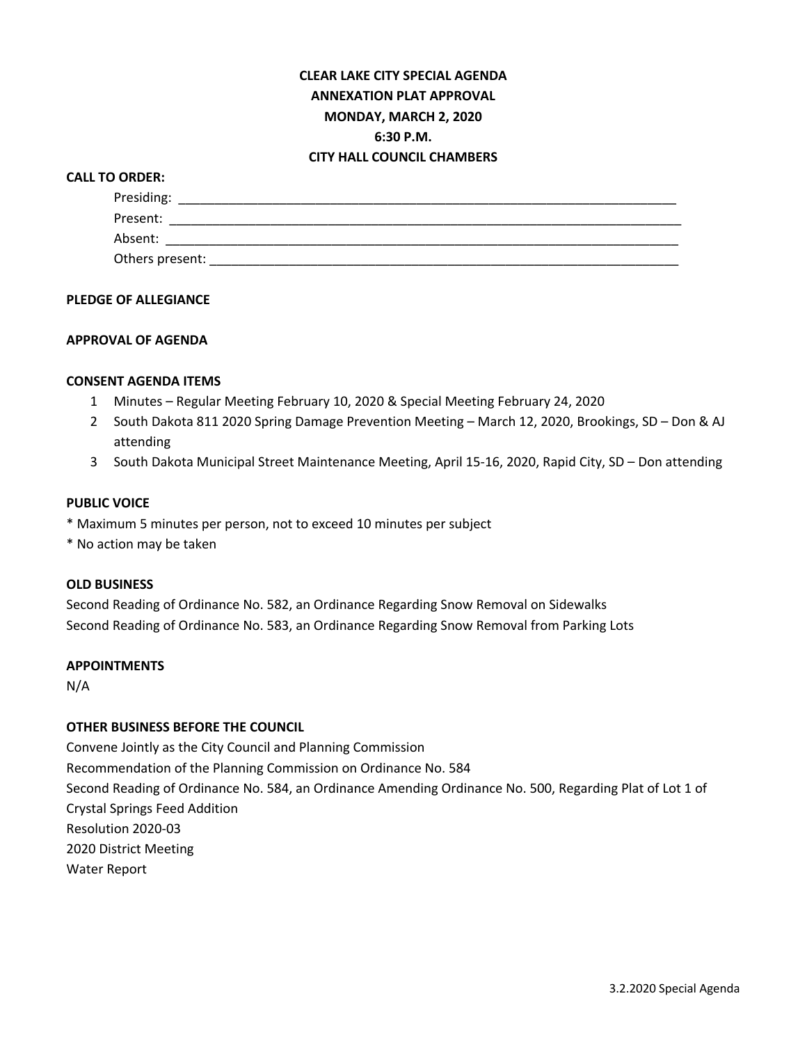# CLEAR LAKE CITY SPECIAL AGENDA
## ANNEXATION PLAT APPROVAL
## MONDAY, MARCH 2, 2020
## 6:30 P.M.
## CITY HALL COUNCIL CHAMBERS

**CALL TO ORDER:**

Presiding: ______________________________________________________________________

Present: ________________________________________________________________________

Absent: _________________________________________________________________________

Others present: __________________________________________________________________

**PLEDGE OF ALLEGIANCE**

**APPROVAL OF AGENDA**

**CONSENT AGENDA ITEMS**

1. Minutes – Regular Meeting February 10, 2020 & Special Meeting February 24, 2020
2. South Dakota 811 2020 Spring Damage Prevention Meeting – March 12, 2020, Brookings, SD – Don & AJ attending
3. South Dakota Municipal Street Maintenance Meeting, April 15-16, 2020, Rapid City, SD – Don attending

**PUBLIC VOICE**

* Maximum 5 minutes per person, not to exceed 10 minutes per subject
* No action may be taken

**OLD BUSINESS**

Second Reading of Ordinance No. 582, an Ordinance Regarding Snow Removal on Sidewalks
Second Reading of Ordinance No. 583, an Ordinance Regarding Snow Removal from Parking Lots

**APPOINTMENTS**

N/A

**OTHER BUSINESS BEFORE THE COUNCIL**

Convene Jointly as the City Council and Planning Commission
Recommendation of the Planning Commission on Ordinance No. 584
Second Reading of Ordinance No. 584, an Ordinance Amending Ordinance No. 500, Regarding Plat of Lot 1 of Crystal Springs Feed Addition
Resolution 2020-03
2020 District Meeting
Water Report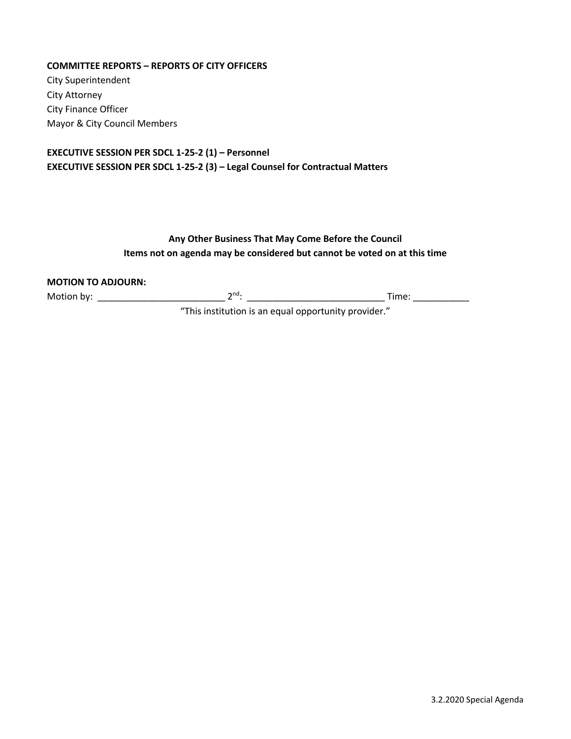**COMMITTEE REPORTS – REPORTS OF CITY OFFICERS**

City Superintendent
City Attorney
City Finance Officer
Mayor & City Council Members

**EXECUTIVE SESSION PER SDCL 1-25-2 (1) – Personnel**
**EXECUTIVE SESSION PER SDCL 1-25-2 (3) – Legal Counsel for Contractual Matters**

**Any Other Business That May Come Before the Council**
**Items not on agenda may be considered but cannot be voted on at this time**

**MOTION TO ADJOURN:**

Motion by: ________________________ 2nd: __________________________ Time: ___________

"This institution is an equal opportunity provider."